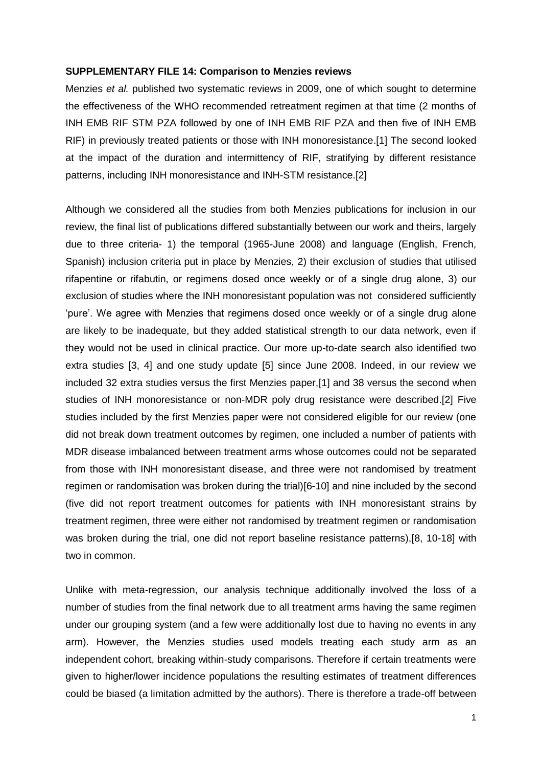**SUPPLEMENTARY FILE 14: Comparison to Menzies reviews**

Menzies *et al.* published two systematic reviews in 2009, one of which sought to determine the effectiveness of the WHO recommended retreatment regimen at that time (2 months of INH EMB RIF STM PZA followed by one of INH EMB RIF PZA and then five of INH EMB RIF) in previously treated patients or those with INH monoresistance.[1] The second looked at the impact of the duration and intermittency of RIF, stratifying by different resistance patterns, including INH monoresistance and INH-STM resistance.[2]

Although we considered all the studies from both Menzies publications for inclusion in our review, the final list of publications differed substantially between our work and theirs, largely due to three criteria- 1) the temporal (1965-June 2008) and language (English, French, Spanish) inclusion criteria put in place by Menzies, 2) their exclusion of studies that utilised rifapentine or rifabutin, or regimens dosed once weekly or of a single drug alone, 3) our exclusion of studies where the INH monoresistant population was not considered sufficiently 'pure'. We agree with Menzies that regimens dosed once weekly or of a single drug alone are likely to be inadequate, but they added statistical strength to our data network, even if they would not be used in clinical practice. Our more up-to-date search also identified two extra studies [3, 4] and one study update [5] since June 2008. Indeed, in our review we included 32 extra studies versus the first Menzies paper,[1] and 38 versus the second when studies of INH monoresistance or non-MDR poly drug resistance were described.[2] Five studies included by the first Menzies paper were not considered eligible for our review (one did not break down treatment outcomes by regimen, one included a number of patients with MDR disease imbalanced between treatment arms whose outcomes could not be separated from those with INH monoresistant disease, and three were not randomised by treatment regimen or randomisation was broken during the trial)[6-10] and nine included by the second (five did not report treatment outcomes for patients with INH monoresistant strains by treatment regimen, three were either not randomised by treatment regimen or randomisation was broken during the trial, one did not report baseline resistance patterns),[8, 10-18] with two in common.

Unlike with meta-regression, our analysis technique additionally involved the loss of a number of studies from the final network due to all treatment arms having the same regimen under our grouping system (and a few were additionally lost due to having no events in any arm). However, the Menzies studies used models treating each study arm as an independent cohort, breaking within-study comparisons. Therefore if certain treatments were given to higher/lower incidence populations the resulting estimates of treatment differences could be biased (a limitation admitted by the authors). There is therefore a trade-off between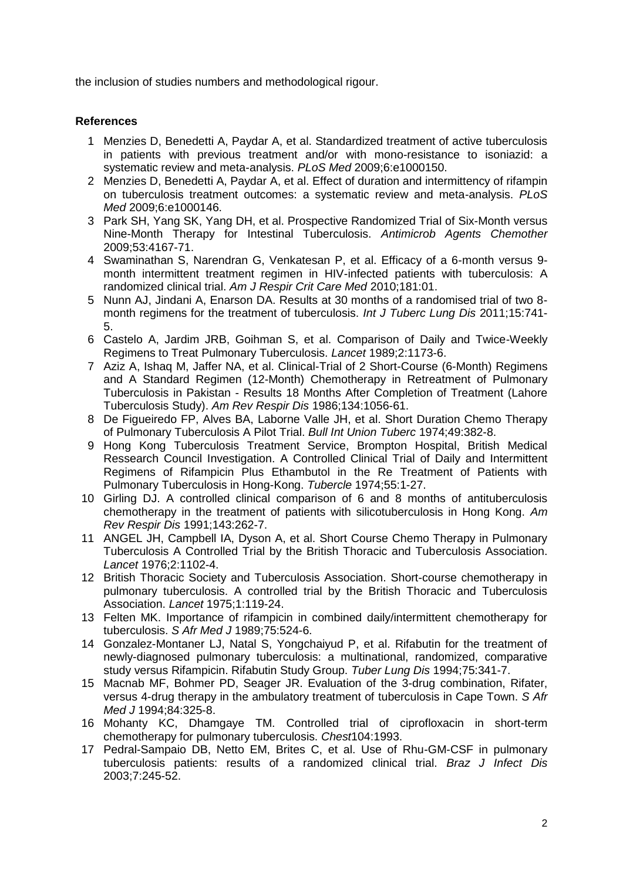the inclusion of studies numbers and methodological rigour.

**References**

1. Menzies D, Benedetti A, Paydar A, et al. Standardized treatment of active tuberculosis in patients with previous treatment and/or with mono-resistance to isoniazid: a systematic review and meta-analysis. *PLoS Med* 2009;6:e1000150.
2. Menzies D, Benedetti A, Paydar A, et al. Effect of duration and intermittency of rifampin on tuberculosis treatment outcomes: a systematic review and meta-analysis. *PLoS Med* 2009;6:e1000146.
3. Park SH, Yang SK, Yang DH, et al. Prospective Randomized Trial of Six-Month versus Nine-Month Therapy for Intestinal Tuberculosis. *Antimicrob Agents Chemother* 2009;53:4167-71.
4. Swaminathan S, Narendran G, Venkatesan P, et al. Efficacy of a 6-month versus 9-month intermittent treatment regimen in HIV-infected patients with tuberculosis: A randomized clinical trial. *Am J Respir Crit Care Med* 2010;181:01.
5. Nunn AJ, Jindani A, Enarson DA. Results at 30 months of a randomised trial of two 8-month regimens for the treatment of tuberculosis. *Int J Tuberc Lung Dis* 2011;15:741-5.
6. Castelo A, Jardim JRB, Goihman S, et al. Comparison of Daily and Twice-Weekly Regimens to Treat Pulmonary Tuberculosis. *Lancet* 1989;2:1173-6.
7. Aziz A, Ishaq M, Jaffer NA, et al. Clinical-Trial of 2 Short-Course (6-Month) Regimens and A Standard Regimen (12-Month) Chemotherapy in Retreatment of Pulmonary Tuberculosis in Pakistan - Results 18 Months After Completion of Treatment (Lahore Tuberculosis Study). *Am Rev Respir Dis* 1986;134:1056-61.
8. De Figueiredo FP, Alves BA, Laborne Valle JH, et al. Short Duration Chemo Therapy of Pulmonary Tuberculosis A Pilot Trial. *Bull Int Union Tuberc* 1974;49:382-8.
9. Hong Kong Tuberculosis Treatment Service, Brompton Hospital, British Medical Ressearch Council Investigation. A Controlled Clinical Trial of Daily and Intermittent Regimens of Rifampicin Plus Ethambutol in the Re Treatment of Patients with Pulmonary Tuberculosis in Hong-Kong. *Tubercle* 1974;55:1-27.
10. Girling DJ. A controlled clinical comparison of 6 and 8 months of antituberculosis chemotherapy in the treatment of patients with silicotuberculosis in Hong Kong. *Am Rev Respir Dis* 1991;143:262-7.
11. ANGEL JH, Campbell IA, Dyson A, et al. Short Course Chemo Therapy in Pulmonary Tuberculosis A Controlled Trial by the British Thoracic and Tuberculosis Association. *Lancet* 1976;2:1102-4.
12. British Thoracic Society and Tuberculosis Association. Short-course chemotherapy in pulmonary tuberculosis. A controlled trial by the British Thoracic and Tuberculosis Association. *Lancet* 1975;1:119-24.
13. Felten MK. Importance of rifampicin in combined daily/intermittent chemotherapy for tuberculosis. *S Afr Med J* 1989;75:524-6.
14. Gonzalez-Montaner LJ, Natal S, Yongchaiyud P, et al. Rifabutin for the treatment of newly-diagnosed pulmonary tuberculosis: a multinational, randomized, comparative study versus Rifampicin. Rifabutin Study Group. *Tuber Lung Dis* 1994;75:341-7.
15. Macnab MF, Bohmer PD, Seager JR. Evaluation of the 3-drug combination, Rifater, versus 4-drug therapy in the ambulatory treatment of tuberculosis in Cape Town. *S Afr Med J* 1994;84:325-8.
16. Mohanty KC, Dhamgaye TM. Controlled trial of ciprofloxacin in short-term chemotherapy for pulmonary tuberculosis. *Chest*104:1993.
17. Pedral-Sampaio DB, Netto EM, Brites C, et al. Use of Rhu-GM-CSF in pulmonary tuberculosis patients: results of a randomized clinical trial. *Braz J Infect Dis* 2003;7:245-52.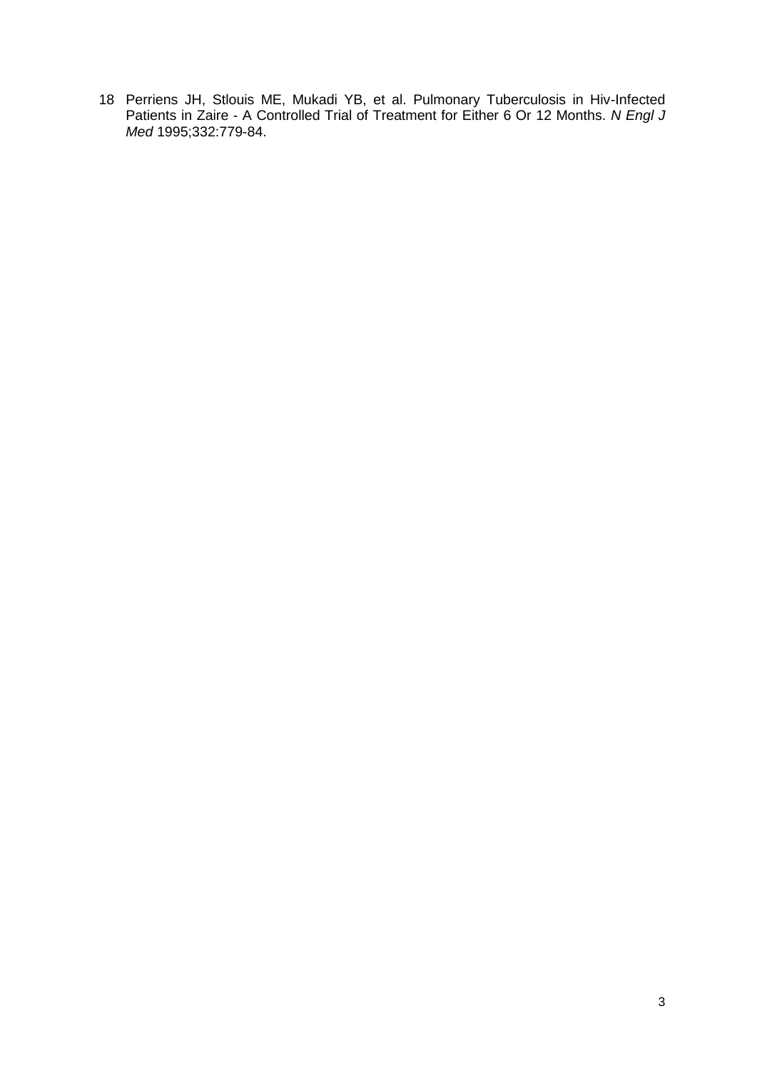18 Perriens JH, Stlouis ME, Mukadi YB, et al. Pulmonary Tuberculosis in Hiv-Infected Patients in Zaire - A Controlled Trial of Treatment for Either 6 Or 12 Months. *N Engl J Med* 1995;332:779-84.